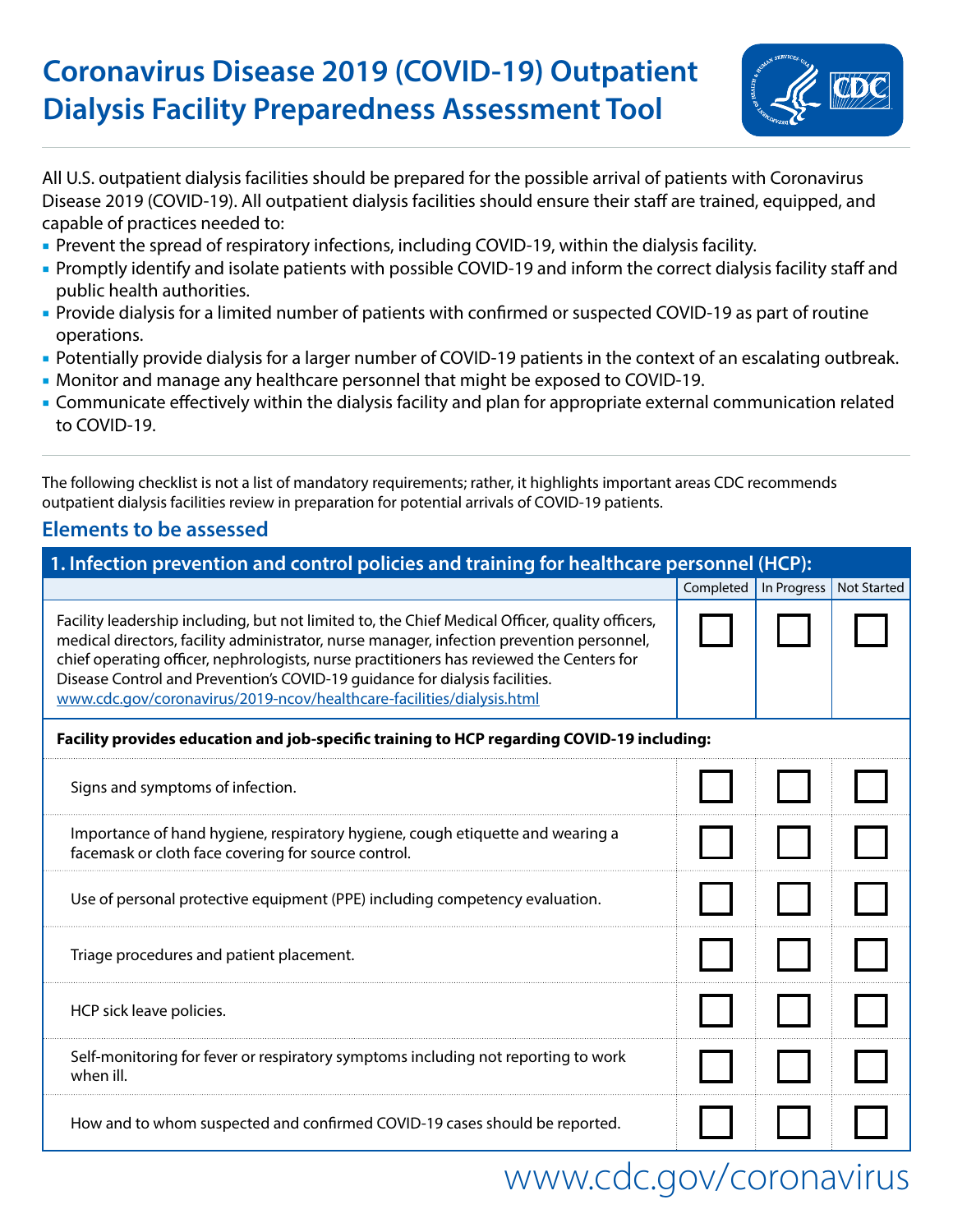# Coronavirus Disease 2019 (COVID-19) Outpatient Dialysis Facility Preparedness Assessment Tool

All U.S. outpatient dialysis facilities should be prepared for the possible arrival of patients with Coronavirus Disease 2019 (COVID-19). All outpatient dialysis facilities should ensure their staff are trained, equipped, and capable of practices needed to:

- Prevent the spread of respiratory infections, including COVID-19, within the dialysis facility.
- Promptly identify and isolate patients with possible COVID-19 and inform the correct dialysis facility staff and public health authorities.
- Provide dialysis for a limited number of patients with confirmed or suspected COVID-19 as part of routine operations.
- Potentially provide dialysis for a larger number of COVID-19 patients in the context of an escalating outbreak.
- Monitor and manage any healthcare personnel that might be exposed to COVID-19.
- Communicate effectively within the dialysis facility and plan for appropriate external communication related to COVID-19.

The following checklist is not a list of mandatory requirements; rather, it highlights important areas CDC recommends outpatient dialysis facilities review in preparation for potential arrivals of COVID-19 patients.

## Elements to be assessed

| 1. Infection prevention and control policies and training for healthcare personnel (HCP): | Completed | In Progress | Not Started |
|---|---|---|---|
| Facility leadership including, but not limited to, the Chief Medical Officer, quality officers, medical directors, facility administrator, nurse manager, infection prevention personnel, chief operating officer, nephrologists, nurse practitioners has reviewed the Centers for Disease Control and Prevention's COVID-19 guidance for dialysis facilities. www.cdc.gov/coronavirus/2019-ncov/healthcare-facilities/dialysis.html | ☐ | ☐ | ☐ |
| **Facility provides education and job-specific training to HCP regarding COVID-19 including:** | | | |
| Signs and symptoms of infection. | ☐ | ☐ | ☐ |
| Importance of hand hygiene, respiratory hygiene, cough etiquette and wearing a facemask or cloth face covering for source control. | ☐ | ☐ | ☐ |
| Use of personal protective equipment (PPE) including competency evaluation. | ☐ | ☐ | ☐ |
| Triage procedures and patient placement. | ☐ | ☐ | ☐ |
| HCP sick leave policies. | ☐ | ☐ | ☐ |
| Self-monitoring for fever or respiratory symptoms including not reporting to work when ill. | ☐ | ☐ | ☐ |
| How and to whom suspected and confirmed COVID-19 cases should be reported. | ☐ | ☐ | ☐ |

www.cdc.gov/coronavirus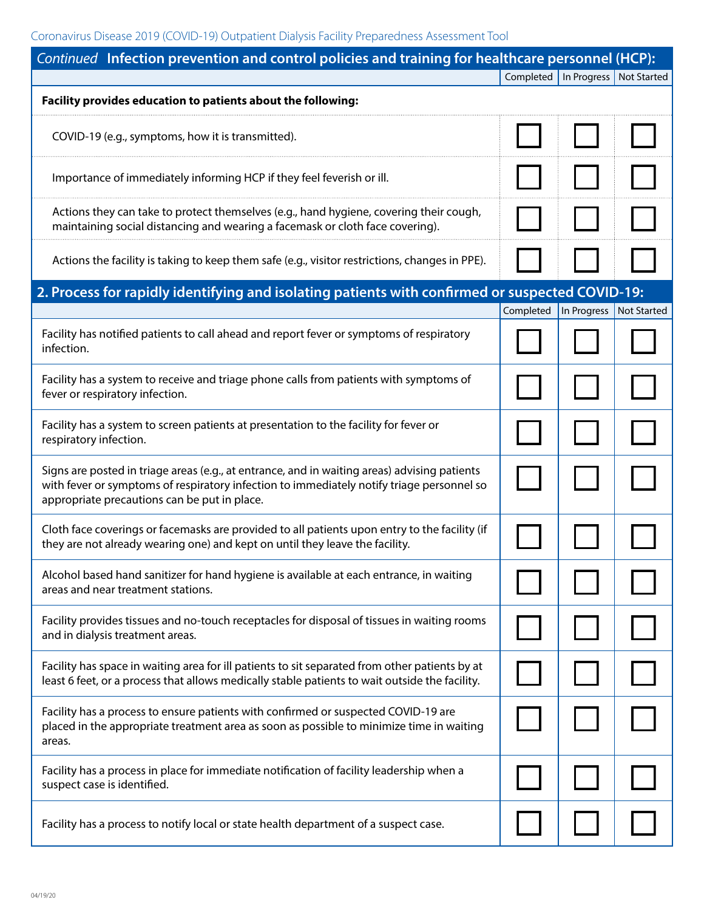## *Continued* Infection prevention and control policies and training for healthcare personnel (HCP):

| | Completed | In Progress | Not Started |
|---|---|---|---|
| **Facility provides education to patients about the following:** | | | |
| COVID-19 (e.g., symptoms, how it is transmitted). | ☐ | ☐ | ☐ |
| Importance of immediately informing HCP if they feel feverish or ill. | ☐ | ☐ | ☐ |
| Actions they can take to protect themselves (e.g., hand hygiene, covering their cough, maintaining social distancing and wearing a facemask or cloth face covering). | ☐ | ☐ | ☐ |
| Actions the facility is taking to keep them safe (e.g., visitor restrictions, changes in PPE). | ☐ | ☐ | ☐ |

## 2. Process for rapidly identifying and isolating patients with confirmed or suspected COVID-19:

| | Completed | In Progress | Not Started |
|---|---|---|---|
| Facility has notified patients to call ahead and report fever or symptoms of respiratory infection. | ☐ | ☐ | ☐ |
| Facility has a system to receive and triage phone calls from patients with symptoms of fever or respiratory infection. | ☐ | ☐ | ☐ |
| Facility has a system to screen patients at presentation to the facility for fever or respiratory infection. | ☐ | ☐ | ☐ |
| Signs are posted in triage areas (e.g., at entrance, and in waiting areas) advising patients with fever or symptoms of respiratory infection to immediately notify triage personnel so appropriate precautions can be put in place. | ☐ | ☐ | ☐ |
| Cloth face coverings or facemasks are provided to all patients upon entry to the facility (if they are not already wearing one) and kept on until they leave the facility. | ☐ | ☐ | ☐ |
| Alcohol based hand sanitizer for hand hygiene is available at each entrance, in waiting areas and near treatment stations. | ☐ | ☐ | ☐ |
| Facility provides tissues and no-touch receptacles for disposal of tissues in waiting rooms and in dialysis treatment areas. | ☐ | ☐ | ☐ |
| Facility has space in waiting area for ill patients to sit separated from other patients by at least 6 feet, or a process that allows medically stable patients to wait outside the facility. | ☐ | ☐ | ☐ |
| Facility has a process to ensure patients with confirmed or suspected COVID-19 are placed in the appropriate treatment area as soon as possible to minimize time in waiting areas. | ☐ | ☐ | ☐ |
| Facility has a process in place for immediate notification of facility leadership when a suspect case is identified. | ☐ | ☐ | ☐ |
| Facility has a process to notify local or state health department of a suspect case. | ☐ | ☐ | ☐ |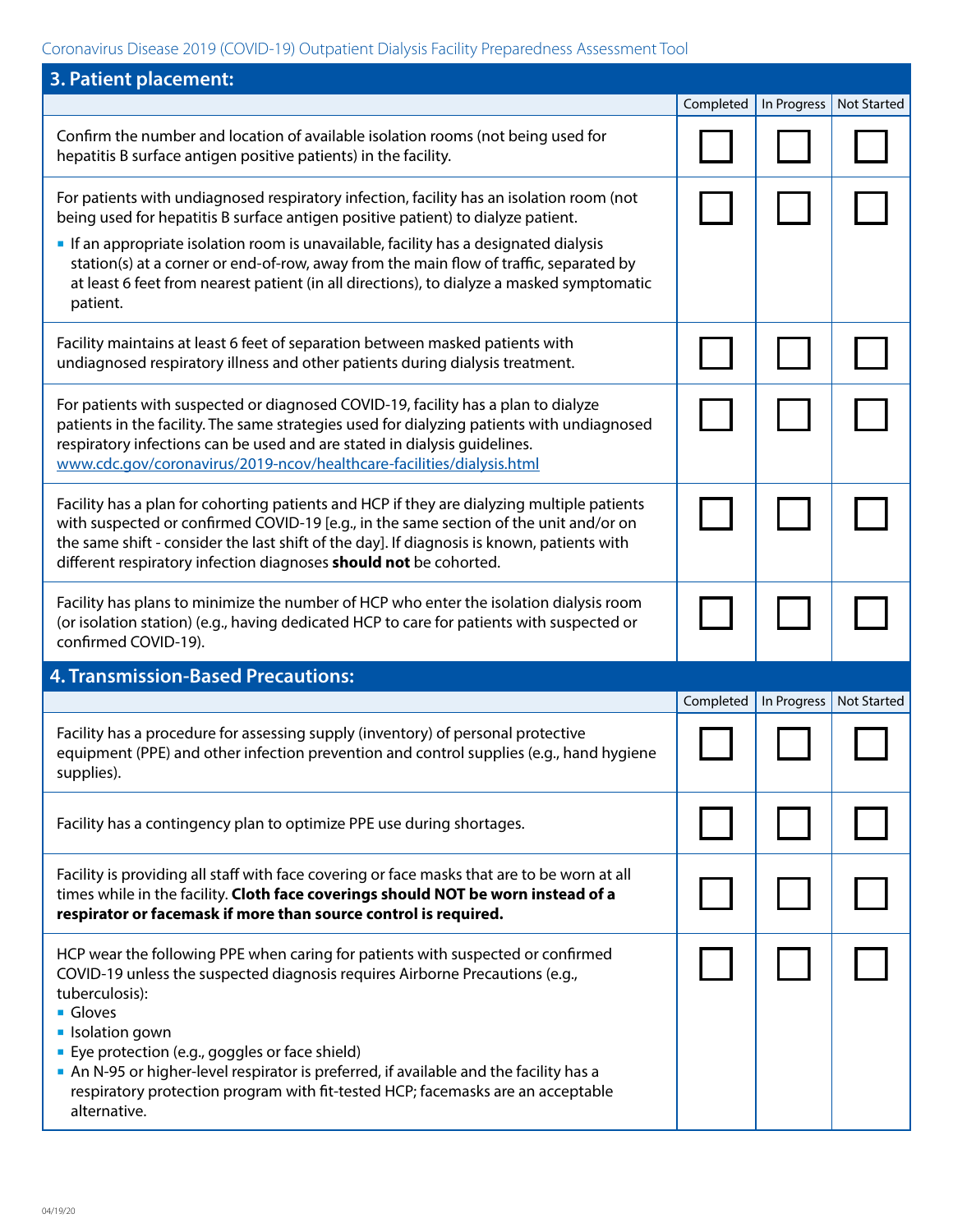## 3. Patient placement:

| | Completed | In Progress | Not Started |
|---|---|---|---|
| Confirm the number and location of available isolation rooms (not being used for hepatitis B surface antigen positive patients) in the facility. | ☐ | ☐ | ☐ |
| For patients with undiagnosed respiratory infection, facility has an isolation room (not being used for hepatitis B surface antigen positive patient) to dialyze patient.<br>▪ If an appropriate isolation room is unavailable, facility has a designated dialysis station(s) at a corner or end-of-row, away from the main flow of traffic, separated by at least 6 feet from nearest patient (in all directions), to dialyze a masked symptomatic patient. | ☐ | ☐ | ☐ |
| Facility maintains at least 6 feet of separation between masked patients with undiagnosed respiratory illness and other patients during dialysis treatment. | ☐ | ☐ | ☐ |
| For patients with suspected or diagnosed COVID-19, facility has a plan to dialyze patients in the facility. The same strategies used for dialyzing patients with undiagnosed respiratory infections can be used and are stated in dialysis guidelines. www.cdc.gov/coronavirus/2019-ncov/healthcare-facilities/dialysis.html | ☐ | ☐ | ☐ |
| Facility has a plan for cohorting patients and HCP if they are dialyzing multiple patients with suspected or confirmed COVID-19 [e.g., in the same section of the unit and/or on the same shift - consider the last shift of the day]. If diagnosis is known, patients with different respiratory infection diagnoses **should not** be cohorted. | ☐ | ☐ | ☐ |
| Facility has plans to minimize the number of HCP who enter the isolation dialysis room (or isolation station) (e.g., having dedicated HCP to care for patients with suspected or confirmed COVID-19). | ☐ | ☐ | ☐ |

## 4. Transmission-Based Precautions:

| | Completed | In Progress | Not Started |
|---|---|---|---|
| Facility has a procedure for assessing supply (inventory) of personal protective equipment (PPE) and other infection prevention and control supplies (e.g., hand hygiene supplies). | ☐ | ☐ | ☐ |
| Facility has a contingency plan to optimize PPE use during shortages. | ☐ | ☐ | ☐ |
| Facility is providing all staff with face covering or face masks that are to be worn at all times while in the facility. **Cloth face coverings should NOT be worn instead of a respirator or facemask if more than source control is required.** | ☐ | ☐ | ☐ |
| HCP wear the following PPE when caring for patients with suspected or confirmed COVID-19 unless the suspected diagnosis requires Airborne Precautions (e.g., tuberculosis):<br>▪ Gloves<br>▪ Isolation gown<br>▪ Eye protection (e.g., goggles or face shield)<br>▪ An N-95 or higher-level respirator is preferred, if available and the facility has a respiratory protection program with fit-tested HCP; facemasks are an acceptable alternative. | ☐ | ☐ | ☐ |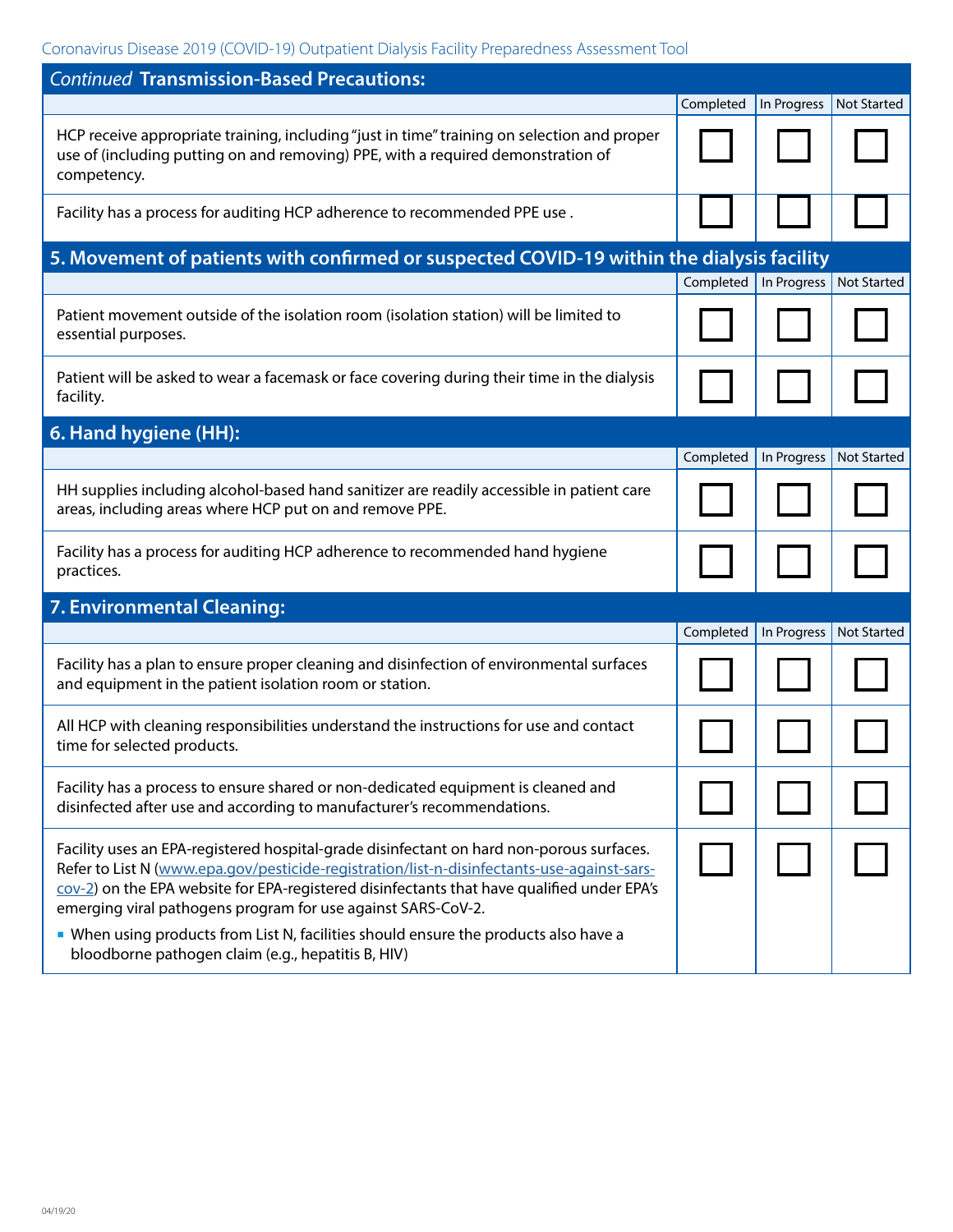## *Continued* Transmission-Based Precautions:

| | Completed | In Progress | Not Started |
|---|---|---|---|
| HCP receive appropriate training, including "just in time" training on selection and proper use of (including putting on and removing) PPE, with a required demonstration of competency. | ☐ | ☐ | ☐ |
| Facility has a process for auditing HCP adherence to recommended PPE use . | ☐ | ☐ | ☐ |

## 5. Movement of patients with confirmed or suspected COVID-19 within the dialysis facility

| | Completed | In Progress | Not Started |
|---|---|---|---|
| Patient movement outside of the isolation room (isolation station) will be limited to essential purposes. | ☐ | ☐ | ☐ |
| Patient will be asked to wear a facemask or face covering during their time in the dialysis facility. | ☐ | ☐ | ☐ |

## 6. Hand hygiene (HH):

| | Completed | In Progress | Not Started |
|---|---|---|---|
| HH supplies including alcohol-based hand sanitizer are readily accessible in patient care areas, including areas where HCP put on and remove PPE. | ☐ | ☐ | ☐ |
| Facility has a process for auditing HCP adherence to recommended hand hygiene practices. | ☐ | ☐ | ☐ |

## 7. Environmental Cleaning:

| | Completed | In Progress | Not Started |
|---|---|---|---|
| Facility has a plan to ensure proper cleaning and disinfection of environmental surfaces and equipment in the patient isolation room or station. | ☐ | ☐ | ☐ |
| All HCP with cleaning responsibilities understand the instructions for use and contact time for selected products. | ☐ | ☐ | ☐ |
| Facility has a process to ensure shared or non-dedicated equipment is cleaned and disinfected after use and according to manufacturer's recommendations. | ☐ | ☐ | ☐ |
| Facility uses an EPA-registered hospital-grade disinfectant on hard non-porous surfaces. Refer to List N (www.epa.gov/pesticide-registration/list-n-disinfectants-use-against-sars-cov-2) on the EPA website for EPA-registered disinfectants that have qualified under EPA's emerging viral pathogens program for use against SARS-CoV-2. <br>▪ When using products from List N, facilities should ensure the products also have a bloodborne pathogen claim (e.g., hepatitis B, HIV) | ☐ | ☐ | ☐ |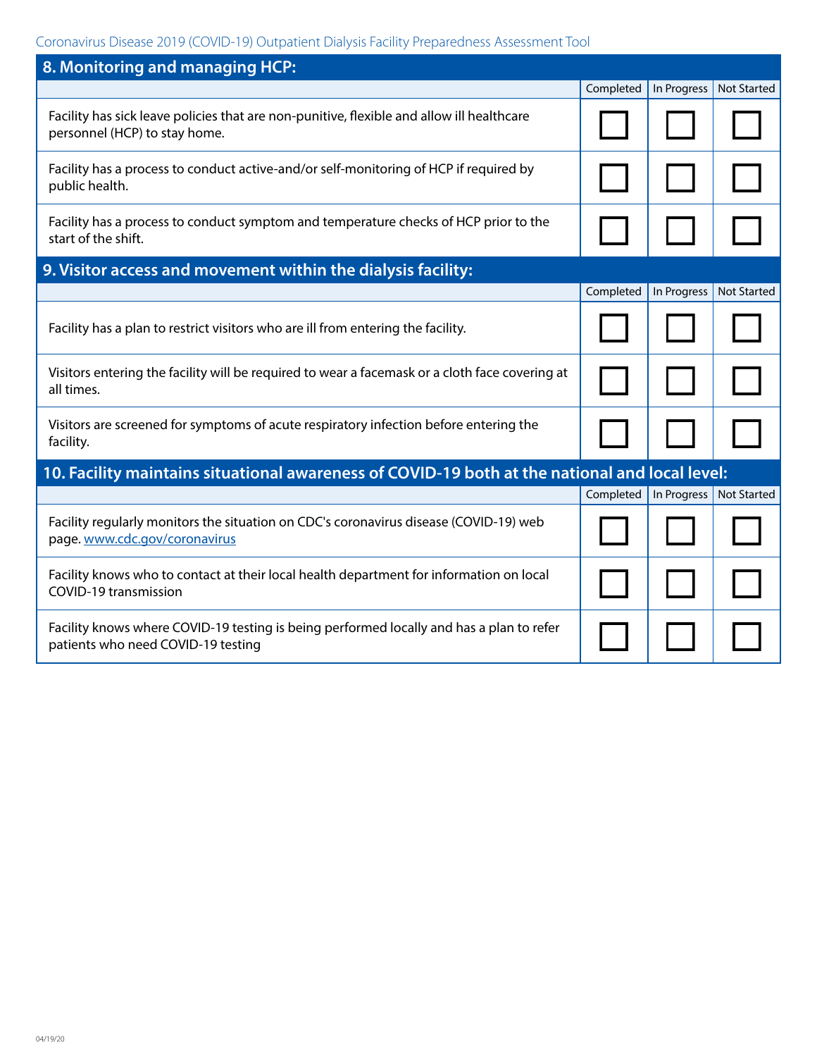## 8. Monitoring and managing HCP:

| | Completed | In Progress | Not Started |
|---|---|---|---|
| Facility has sick leave policies that are non-punitive, flexible and allow ill healthcare personnel (HCP) to stay home. | ☐ | ☐ | ☐ |
| Facility has a process to conduct active-and/or self-monitoring of HCP if required by public health. | ☐ | ☐ | ☐ |
| Facility has a process to conduct symptom and temperature checks of HCP prior to the start of the shift. | ☐ | ☐ | ☐ |

## 9. Visitor access and movement within the dialysis facility:

| | Completed | In Progress | Not Started |
|---|---|---|---|
| Facility has a plan to restrict visitors who are ill from entering the facility. | ☐ | ☐ | ☐ |
| Visitors entering the facility will be required to wear a facemask or a cloth face covering at all times. | ☐ | ☐ | ☐ |
| Visitors are screened for symptoms of acute respiratory infection before entering the facility. | ☐ | ☐ | ☐ |

## 10. Facility maintains situational awareness of COVID-19 both at the national and local level:

| | Completed | In Progress | Not Started |
|---|---|---|---|
| Facility regularly monitors the situation on CDC's coronavirus disease (COVID-19) web page. www.cdc.gov/coronavirus | ☐ | ☐ | ☐ |
| Facility knows who to contact at their local health department for information on local COVID-19 transmission | ☐ | ☐ | ☐ |
| Facility knows where COVID-19 testing is being performed locally and has a plan to refer patients who need COVID-19 testing | ☐ | ☐ | ☐ |

04/19/20